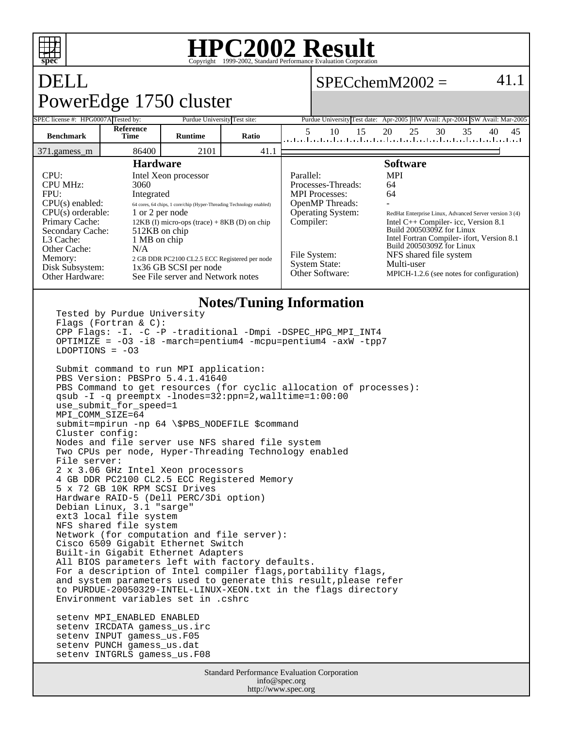# HPC2002 Result

Copyright 1999-2002, Standard Performance Evaluation Corporation

## DELL
## PowerEdge 1750 cluster

**SPECchemM2002 = 41.1**

| SPEC license #: | HPG0007A | Tested by: | Purdue University | Test site: | Purdue University | Test date: | Apr-2005 | HW Avail: | Apr-2004 | SW Avail: | Mar-2005 |
|---|---|---|---|---|---|---|---|---|---|---|---|

| Benchmark | Reference Time | Runtime | Ratio |
|---|---|---|---|
| 371.gamess_m | 86400 | 2101 | 41.1 |

### Hardware

| | |
|---|---|
| CPU: | Intel Xeon processor |
| CPU MHz: | 3060 |
| FPU: | Integrated |
| CPU(s) enabled: | 64 cores, 64 chips, 1 core/chip (Hyper-Threading Technology enabled) |
| CPU(s) orderable: | 1 or 2 per node |
| Primary Cache: | 12KB (I) micro-ops (trace) + 8KB (D) on chip |
| Secondary Cache: | 512KB on chip |
| L3 Cache: | 1 MB on chip |
| Other Cache: | N/A |
| Memory: | 2 GB DDR PC2100 CL2.5 ECC Registered per node |
| Disk Subsystem: | 1x36 GB SCSI per node |
| Other Hardware: | See File server and Network notes |

### Software

| | |
|---|---|
| Parallel: | MPI |
| Processes-Threads: | 64 |
| MPI Processes: | 64 |
| OpenMP Threads: | - |
| Operating System: | RedHat Enterprise Linux, Advanced Server version 3 (4) |
| Compiler: | Intel C++ Compiler- icc, Version 8.1 Build 20050309Z for Linux; Intel Fortran Compiler- ifort, Version 8.1 Build 20050309Z for Linux |
| File System: | NFS shared file system |
| System State: | Multi-user |
| Other Software: | MPICH-1.2.6 (see notes for configuration) |

### Notes/Tuning Information

```
Tested by Purdue University
Flags (Fortran & C):
CPP Flags: -I. -C -P -traditional -Dmpi -DSPEC_HPG_MPI_INT4
OPTIMIZE = -O3 -i8 -march=pentium4 -mcpu=pentium4 -axW -tpp7
LDOPTIONS = -O3

Submit command to run MPI application:
PBS Version: PBSPro 5.4.1.41640
PBS Command to get resources (for cyclic allocation of processes):
qsub -I -q preemptx -lnodes=32:ppn=2,walltime=1:00:00
use_submit_for_speed=1
MPI_COMM_SIZE=64
submit=mpirun -np 64 \$PBS_NODEFILE $command
Cluster config:
Nodes and file server use NFS shared file system
Two CPUs per node, Hyper-Threading Technology enabled
File server:
2 x 3.06 GHz Intel Xeon processors
4 GB DDR PC2100 CL2.5 ECC Registered Memory
5 x 72 GB 10K RPM SCSI Drives
Hardware RAID-5 (Dell PERC/3Di option)
Debian Linux, 3.1 "sarge"
ext3 local file system
NFS shared file system
Network (for computation and file server):
Cisco 6509 Gigabit Ethernet Switch
Built-in Gigabit Ethernet Adapters
All BIOS parameters left with factory defaults.
For a description of Intel compiler flags,portability flags,
and system parameters used to generate this result,please refer
to PURDUE-20050329-INTEL-LINUX-XEON.txt in the flags directory
Environment variables set in .cshrc

setenv MPI_ENABLED ENABLED
setenv IRCDATA gamess_us.irc
setenv INPUT gamess_us.F05
setenv PUNCH gamess_us.dat
setenv INTGRLS gamess_us.F08
```

Standard Performance Evaluation Corporation
info@spec.org
http://www.spec.org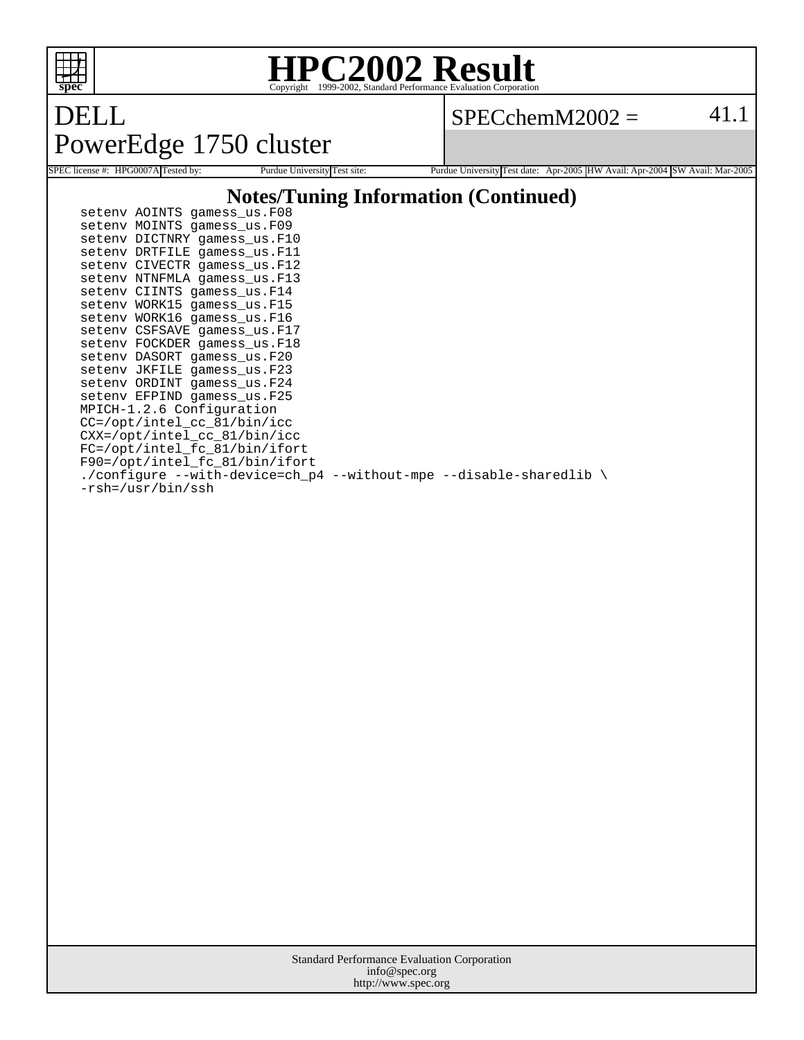# HPC2002 Result

Copyright 1999-2002, Standard Performance Evaluation Corporation

## DELL
## PowerEdge 1750 cluster

SPECchemM2002 = 41.1

| SPEC license #: | HPG0007A | Tested by: | Purdue University | Test site: | Purdue University | Test date: | Apr-2005 | HW Avail: | Apr-2004 | SW Avail: | Mar-2005 |
|---|---|---|---|---|---|---|---|---|---|---|---|

## Notes/Tuning Information (Continued)

```
setenv AOINTS gamess_us.F08
setenv MOINTS gamess_us.F09
setenv DICTNRY gamess_us.F10
setenv DRTFILE gamess_us.F11
setenv CIVECTR gamess_us.F12
setenv NTNFMLA gamess_us.F13
setenv CIINTS gamess_us.F14
setenv WORK15 gamess_us.F15
setenv WORK16 gamess_us.F16
setenv CSFSAVE gamess_us.F17
setenv FOCKDER gamess_us.F18
setenv DASORT gamess_us.F20
setenv JKFILE gamess_us.F23
setenv ORDINT gamess_us.F24
setenv EFPIND gamess_us.F25
MPICH-1.2.6 Configuration
CC=/opt/intel_cc_81/bin/icc
CXX=/opt/intel_cc_81/bin/icc
FC=/opt/intel_fc_81/bin/ifort
F90=/opt/intel_fc_81/bin/ifort
./configure --with-device=ch_p4 --without-mpe --disable-sharedlib \
-rsh=/usr/bin/ssh
```

Standard Performance Evaluation Corporation
info@spec.org
http://www.spec.org